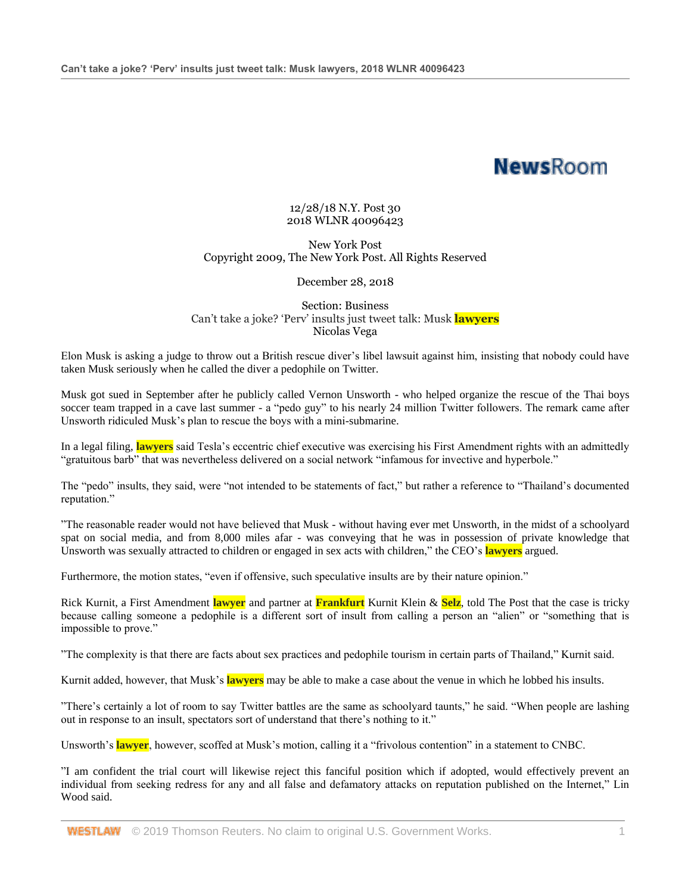NewsRoom

12/28/18 N.Y. Post 30
2018 WLNR 40096423

New York Post
Copyright 2009, The New York Post. All Rights Reserved

December 28, 2018

Section: Business

# Can't take a joke? 'Perv' insults just tweet talk: Musk lawyers

Nicolas Vega

Elon Musk is asking a judge to throw out a British rescue diver's libel lawsuit against him, insisting that nobody could have taken Musk seriously when he called the diver a pedophile on Twitter.

Musk got sued in September after he publicly called Vernon Unsworth - who helped organize the rescue of the Thai boys soccer team trapped in a cave last summer - a "pedo guy" to his nearly 24 million Twitter followers. The remark came after Unsworth ridiculed Musk's plan to rescue the boys with a mini-submarine.

In a legal filing, lawyers said Tesla's eccentric chief executive was exercising his First Amendment rights with an admittedly "gratuitous barb" that was nevertheless delivered on a social network "infamous for invective and hyperbole."

The "pedo" insults, they said, were "not intended to be statements of fact," but rather a reference to "Thailand's documented reputation."

"The reasonable reader would not have believed that Musk - without having ever met Unsworth, in the midst of a schoolyard spat on social media, and from 8,000 miles afar - was conveying that he was in possession of private knowledge that Unsworth was sexually attracted to children or engaged in sex acts with children," the CEO's lawyers argued.

Furthermore, the motion states, "even if offensive, such speculative insults are by their nature opinion."

Rick Kurnit, a First Amendment lawyer and partner at Frankfurt Kurnit Klein & Selz, told The Post that the case is tricky because calling someone a pedophile is a different sort of insult from calling a person an "alien" or "something that is impossible to prove."

"The complexity is that there are facts about sex practices and pedophile tourism in certain parts of Thailand," Kurnit said.

Kurnit added, however, that Musk's lawyers may be able to make a case about the venue in which he lobbed his insults.

"There's certainly a lot of room to say Twitter battles are the same as schoolyard taunts," he said. "When people are lashing out in response to an insult, spectators sort of understand that there's nothing to it."

Unsworth's lawyer, however, scoffed at Musk's motion, calling it a "frivolous contention" in a statement to CNBC.

"I am confident the trial court will likewise reject this fanciful position which if adopted, would effectively prevent an individual from seeking redress for any and all false and defamatory attacks on reputation published on the Internet," Lin Wood said.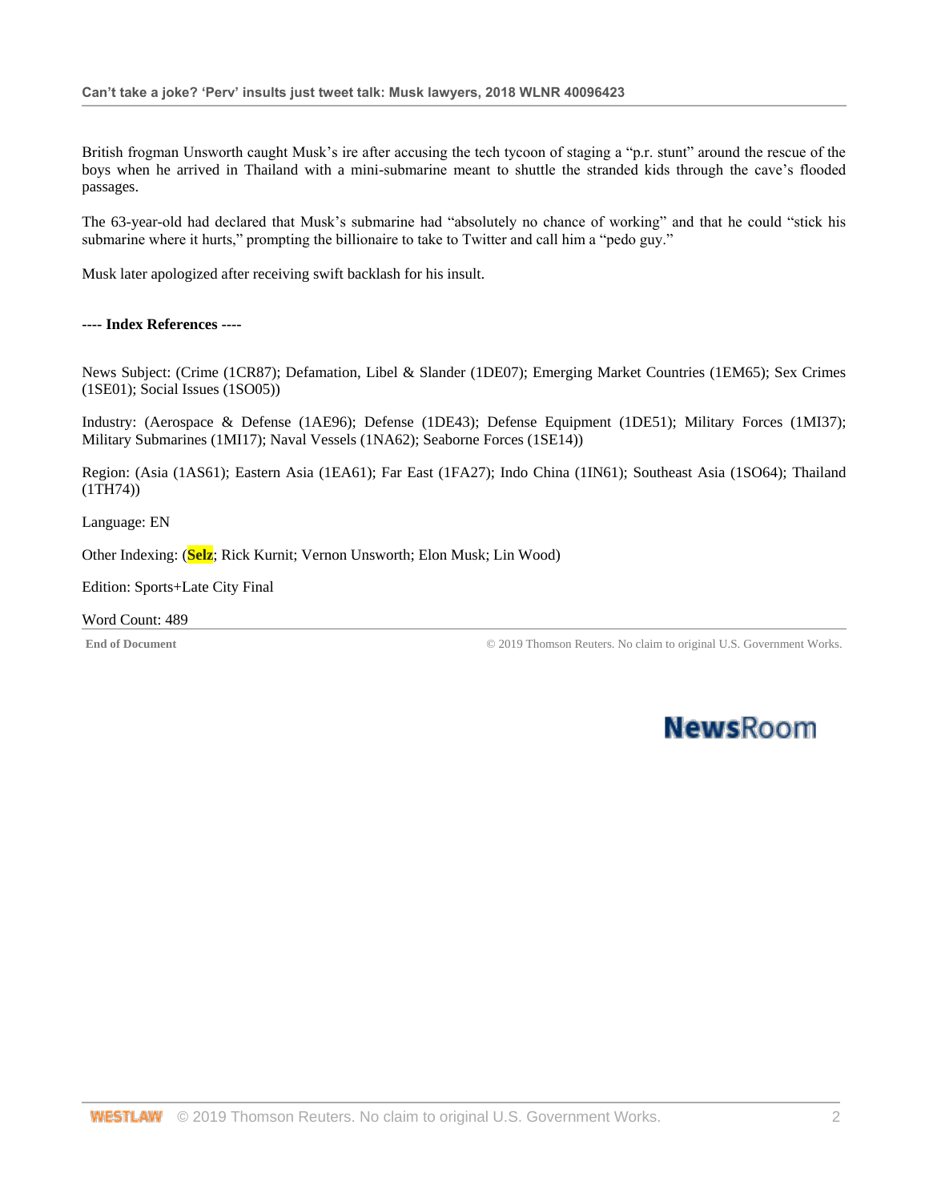British frogman Unsworth caught Musk's ire after accusing the tech tycoon of staging a "p.r. stunt" around the rescue of the boys when he arrived in Thailand with a mini-submarine meant to shuttle the stranded kids through the cave's flooded passages.

The 63-year-old had declared that Musk's submarine had "absolutely no chance of working" and that he could "stick his submarine where it hurts," prompting the billionaire to take to Twitter and call him a "pedo guy."

Musk later apologized after receiving swift backlash for his insult.

**---- Index References ----**

News Subject: (Crime (1CR87); Defamation, Libel & Slander (1DE07); Emerging Market Countries (1EM65); Sex Crimes (1SE01); Social Issues (1SO05))

Industry: (Aerospace & Defense (1AE96); Defense (1DE43); Defense Equipment (1DE51); Military Forces (1MI37); Military Submarines (1MI17); Naval Vessels (1NA62); Seaborne Forces (1SE14))

Region: (Asia (1AS61); Eastern Asia (1EA61); Far East (1FA27); Indo China (1IN61); Southeast Asia (1SO64); Thailand (1TH74))

Language: EN

Other Indexing: (**Selz**; Rick Kurnit; Vernon Unsworth; Elon Musk; Lin Wood)

Edition: Sports+Late City Final

Word Count: 489

**End of Document** © 2019 Thomson Reuters. No claim to original U.S. Government Works.

NewsRoom